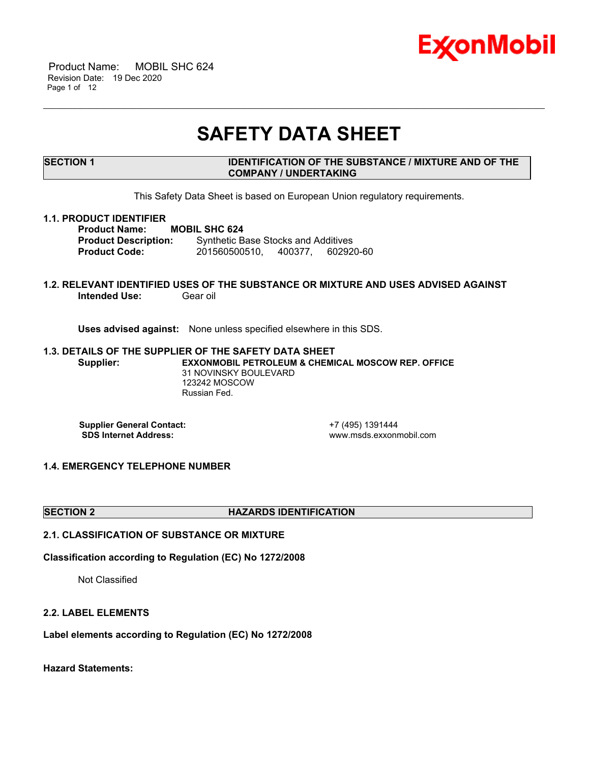# SAFETY DATA SHEET

## SECTION 1 IDENTIFICATION OF THE SUBSTANCE / MIXTURE AND OF THE COMPANY / UNDERTAKING

This Safety Data Sheet is based on European Union regulatory requirements.

### 1.1. PRODUCT IDENTIFIER

**Product Name:** **MOBIL SHC 624**
**Product Description:** Synthetic Base Stocks and Additives
**Product Code:** 201560500510, 400377, 602920-60

### 1.2. RELEVANT IDENTIFIED USES OF THE SUBSTANCE OR MIXTURE AND USES ADVISED AGAINST

**Intended Use:** Gear oil

**Uses advised against:** None unless specified elsewhere in this SDS.

### 1.3. DETAILS OF THE SUPPLIER OF THE SAFETY DATA SHEET

**Supplier:** **EXXONMOBIL PETROLEUM & CHEMICAL MOSCOW REP. OFFICE**
31 NOVINSKY BOULEVARD
123242 MOSCOW
Russian Fed.

**Supplier General Contact:** +7 (495) 1391444
**SDS Internet Address:** www.msds.exxonmobil.com

### 1.4. EMERGENCY TELEPHONE NUMBER

## SECTION 2 HAZARDS IDENTIFICATION

### 2.1. CLASSIFICATION OF SUBSTANCE OR MIXTURE

**Classification according to Regulation (EC) No 1272/2008**

Not Classified

### 2.2. LABEL ELEMENTS

**Label elements according to Regulation (EC) No 1272/2008**

**Hazard Statements:**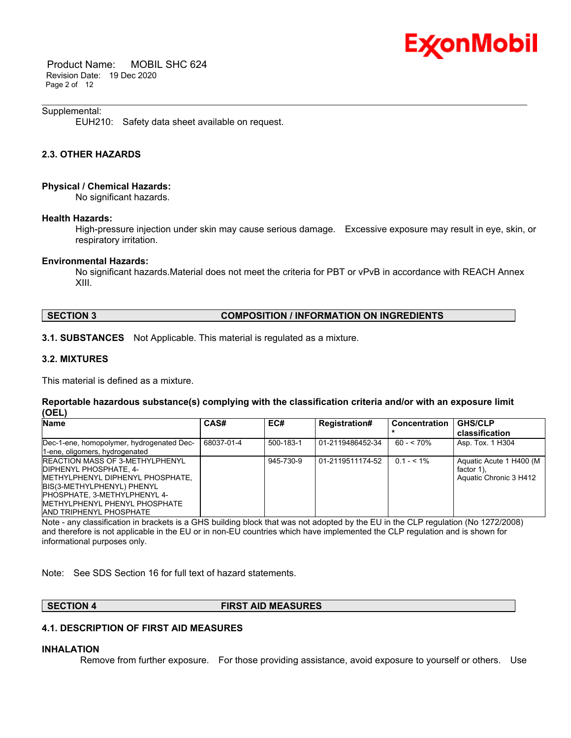Supplemental:

EUH210: Safety data sheet available on request.

### 2.3. OTHER HAZARDS

**Physical / Chemical Hazards:**

No significant hazards.

**Health Hazards:**

High-pressure injection under skin may cause serious damage. Excessive exposure may result in eye, skin, or respiratory irritation.

**Environmental Hazards:**

No significant hazards.Material does not meet the criteria for PBT or vPvB in accordance with REACH Annex XIII.

## SECTION 3 COMPOSITION / INFORMATION ON INGREDIENTS

**3.1. SUBSTANCES** Not Applicable. This material is regulated as a mixture.

### 3.2. MIXTURES

This material is defined as a mixture.

**Reportable hazardous substance(s) complying with the classification criteria and/or with an exposure limit (OEL)**

| Name | CAS# | EC# | Registration# | Concentration* | GHS/CLP classification |
|---|---|---|---|---|---|
| Dec-1-ene, homopolymer, hydrogenated Dec-1-ene, oligomers, hydrogenated | 68037-01-4 | 500-183-1 | 01-2119486452-34 | 60 - < 70% | Asp. Tox. 1 H304 |
| REACTION MASS OF 3-METHYLPHENYL DIPHENYL PHOSPHATE, 4-METHYLPHENYL DIPHENYL PHOSPHATE, BIS(3-METHYLPHENYL) PHENYL PHOSPHATE, 3-METHYLPHENYL 4-METHYLPHENYL PHENYL PHOSPHATE AND TRIPHENYL PHOSPHATE | | 945-730-9 | 01-2119511174-52 | 0.1 - < 1% | Aquatic Acute 1 H400 (M factor 1), Aquatic Chronic 3 H412 |

Note - any classification in brackets is a GHS building block that was not adopted by the EU in the CLP regulation (No 1272/2008) and therefore is not applicable in the EU or in non-EU countries which have implemented the CLP regulation and is shown for informational purposes only.

Note: See SDS Section 16 for full text of hazard statements.

## SECTION 4 FIRST AID MEASURES

### 4.1. DESCRIPTION OF FIRST AID MEASURES

**INHALATION**

Remove from further exposure. For those providing assistance, avoid exposure to yourself or others. Use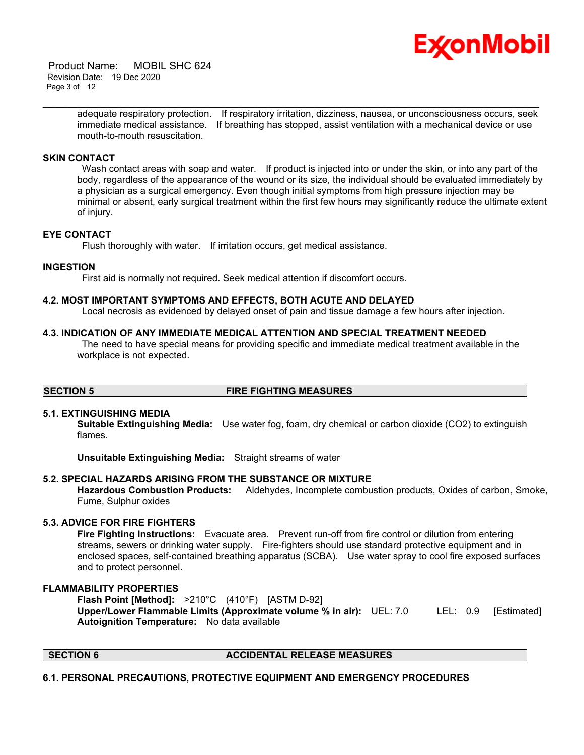adequate respiratory protection. If respiratory irritation, dizziness, nausea, or unconsciousness occurs, seek immediate medical assistance. If breathing has stopped, assist ventilation with a mechanical device or use mouth-to-mouth resuscitation.

### SKIN CONTACT

Wash contact areas with soap and water. If product is injected into or under the skin, or into any part of the body, regardless of the appearance of the wound or its size, the individual should be evaluated immediately by a physician as a surgical emergency. Even though initial symptoms from high pressure injection may be minimal or absent, early surgical treatment within the first few hours may significantly reduce the ultimate extent of injury.

### EYE CONTACT

Flush thoroughly with water. If irritation occurs, get medical assistance.

### INGESTION

First aid is normally not required. Seek medical attention if discomfort occurs.

### 4.2. MOST IMPORTANT SYMPTOMS AND EFFECTS, BOTH ACUTE AND DELAYED

Local necrosis as evidenced by delayed onset of pain and tissue damage a few hours after injection.

### 4.3. INDICATION OF ANY IMMEDIATE MEDICAL ATTENTION AND SPECIAL TREATMENT NEEDED

The need to have special means for providing specific and immediate medical treatment available in the workplace is not expected.

## SECTION 5 FIRE FIGHTING MEASURES

### 5.1. EXTINGUISHING MEDIA

**Suitable Extinguishing Media:** Use water fog, foam, dry chemical or carbon dioxide ($CO_2$) to extinguish flames.

**Unsuitable Extinguishing Media:** Straight streams of water

### 5.2. SPECIAL HAZARDS ARISING FROM THE SUBSTANCE OR MIXTURE

**Hazardous Combustion Products:** Aldehydes, Incomplete combustion products, Oxides of carbon, Smoke, Fume, Sulphur oxides

### 5.3. ADVICE FOR FIRE FIGHTERS

**Fire Fighting Instructions:** Evacuate area. Prevent run-off from fire control or dilution from entering streams, sewers or drinking water supply. Fire-fighters should use standard protective equipment and in enclosed spaces, self-contained breathing apparatus (SCBA). Use water spray to cool fire exposed surfaces and to protect personnel.

### FLAMMABILITY PROPERTIES

**Flash Point [Method]:** >210°C (410°F) [ASTM D-92]
**Upper/Lower Flammable Limits (Approximate volume % in air):** UEL: 7.0 LEL: 0.9 [Estimated]
**Autoignition Temperature:** No data available

## SECTION 6 ACCIDENTAL RELEASE MEASURES

### 6.1. PERSONAL PRECAUTIONS, PROTECTIVE EQUIPMENT AND EMERGENCY PROCEDURES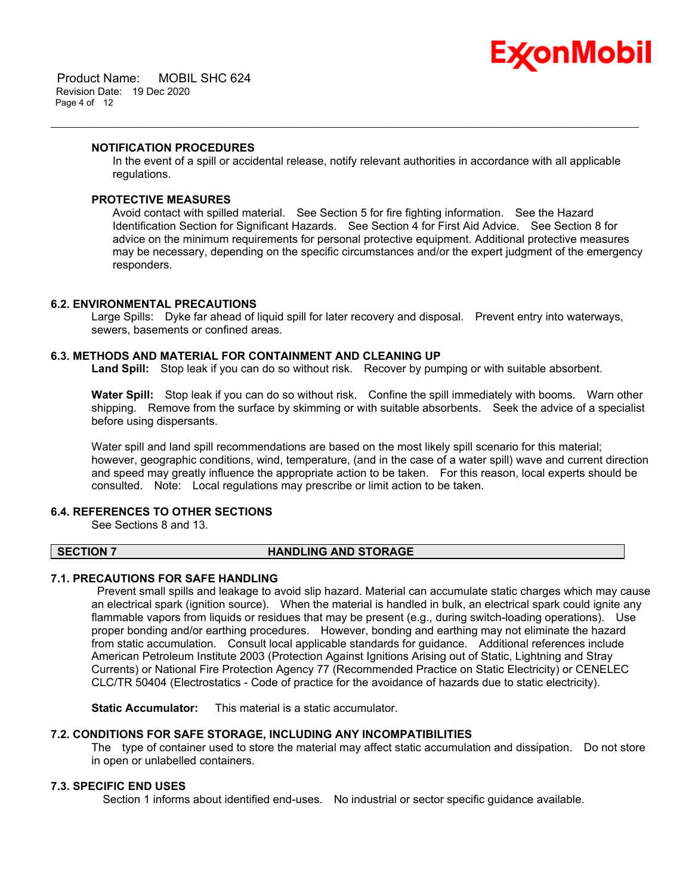#### NOTIFICATION PROCEDURES

In the event of a spill or accidental release, notify relevant authorities in accordance with all applicable regulations.

#### PROTECTIVE MEASURES

Avoid contact with spilled material. See Section 5 for fire fighting information. See the Hazard Identification Section for Significant Hazards. See Section 4 for First Aid Advice. See Section 8 for advice on the minimum requirements for personal protective equipment. Additional protective measures may be necessary, depending on the specific circumstances and/or the expert judgment of the emergency responders.

### 6.2. ENVIRONMENTAL PRECAUTIONS

Large Spills: Dyke far ahead of liquid spill for later recovery and disposal. Prevent entry into waterways, sewers, basements or confined areas.

### 6.3. METHODS AND MATERIAL FOR CONTAINMENT AND CLEANING UP

**Land Spill:** Stop leak if you can do so without risk. Recover by pumping or with suitable absorbent.

**Water Spill:** Stop leak if you can do so without risk. Confine the spill immediately with booms. Warn other shipping. Remove from the surface by skimming or with suitable absorbents. Seek the advice of a specialist before using dispersants.

Water spill and land spill recommendations are based on the most likely spill scenario for this material; however, geographic conditions, wind, temperature, (and in the case of a water spill) wave and current direction and speed may greatly influence the appropriate action to be taken. For this reason, local experts should be consulted. Note: Local regulations may prescribe or limit action to be taken.

### 6.4. REFERENCES TO OTHER SECTIONS

See Sections 8 and 13.

## SECTION 7 HANDLING AND STORAGE

### 7.1. PRECAUTIONS FOR SAFE HANDLING

Prevent small spills and leakage to avoid slip hazard. Material can accumulate static charges which may cause an electrical spark (ignition source). When the material is handled in bulk, an electrical spark could ignite any flammable vapors from liquids or residues that may be present (e.g., during switch-loading operations). Use proper bonding and/or earthing procedures. However, bonding and earthing may not eliminate the hazard from static accumulation. Consult local applicable standards for guidance. Additional references include American Petroleum Institute 2003 (Protection Against Ignitions Arising out of Static, Lightning and Stray Currents) or National Fire Protection Agency 77 (Recommended Practice on Static Electricity) or CENELEC CLC/TR 50404 (Electrostatics - Code of practice for the avoidance of hazards due to static electricity).

**Static Accumulator:** This material is a static accumulator.

### 7.2. CONDITIONS FOR SAFE STORAGE, INCLUDING ANY INCOMPATIBILITIES

The type of container used to store the material may affect static accumulation and dissipation. Do not store in open or unlabelled containers.

### 7.3. SPECIFIC END USES

Section 1 informs about identified end-uses. No industrial or sector specific guidance available.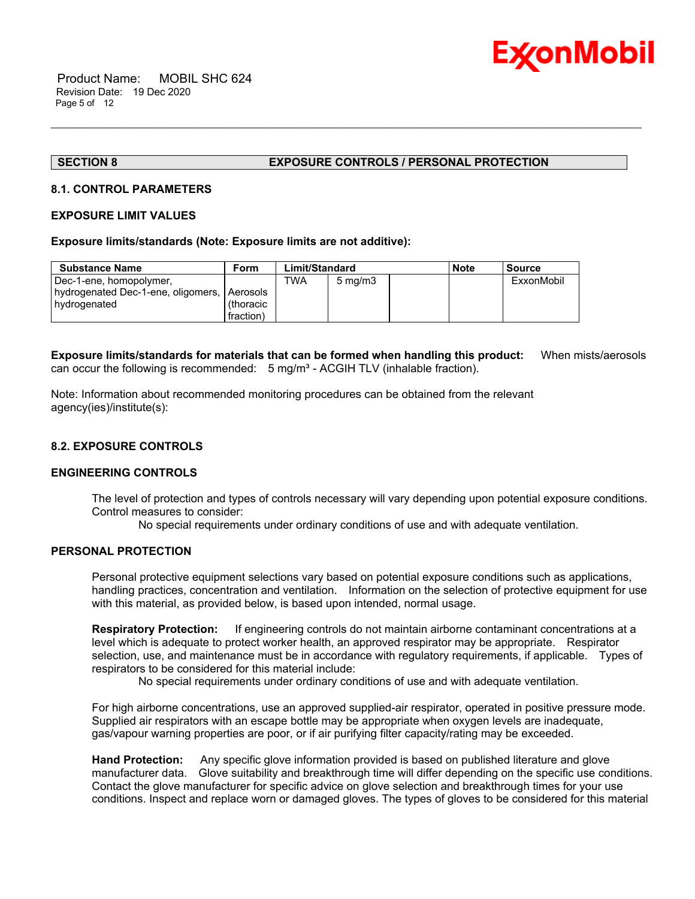## SECTION 8 EXPOSURE CONTROLS / PERSONAL PROTECTION

### 8.1. CONTROL PARAMETERS

#### EXPOSURE LIMIT VALUES

**Exposure limits/standards (Note: Exposure limits are not additive):**

| Substance Name | Form | Limit/Standard | | | Note | Source |
|---|---|---|---|---|---|---|
| Dec-1-ene, homopolymer, hydrogenated Dec-1-ene, oligomers, hydrogenated | Aerosols (thoracic fraction) | TWA | 5 mg/m3 | | | ExxonMobil |

**Exposure limits/standards for materials that can be formed when handling this product:** When mists/aerosols can occur the following is recommended: 5 mg/m³ - ACGIH TLV (inhalable fraction).

Note: Information about recommended monitoring procedures can be obtained from the relevant agency(ies)/institute(s):

### 8.2. EXPOSURE CONTROLS

#### ENGINEERING CONTROLS

The level of protection and types of controls necessary will vary depending upon potential exposure conditions. Control measures to consider:

No special requirements under ordinary conditions of use and with adequate ventilation.

#### PERSONAL PROTECTION

Personal protective equipment selections vary based on potential exposure conditions such as applications, handling practices, concentration and ventilation. Information on the selection of protective equipment for use with this material, as provided below, is based upon intended, normal usage.

**Respiratory Protection:** If engineering controls do not maintain airborne contaminant concentrations at a level which is adequate to protect worker health, an approved respirator may be appropriate. Respirator selection, use, and maintenance must be in accordance with regulatory requirements, if applicable. Types of respirators to be considered for this material include:

No special requirements under ordinary conditions of use and with adequate ventilation.

For high airborne concentrations, use an approved supplied-air respirator, operated in positive pressure mode. Supplied air respirators with an escape bottle may be appropriate when oxygen levels are inadequate, gas/vapour warning properties are poor, or if air purifying filter capacity/rating may be exceeded.

**Hand Protection:** Any specific glove information provided is based on published literature and glove manufacturer data. Glove suitability and breakthrough time will differ depending on the specific use conditions. Contact the glove manufacturer for specific advice on glove selection and breakthrough times for your use conditions. Inspect and replace worn or damaged gloves. The types of gloves to be considered for this material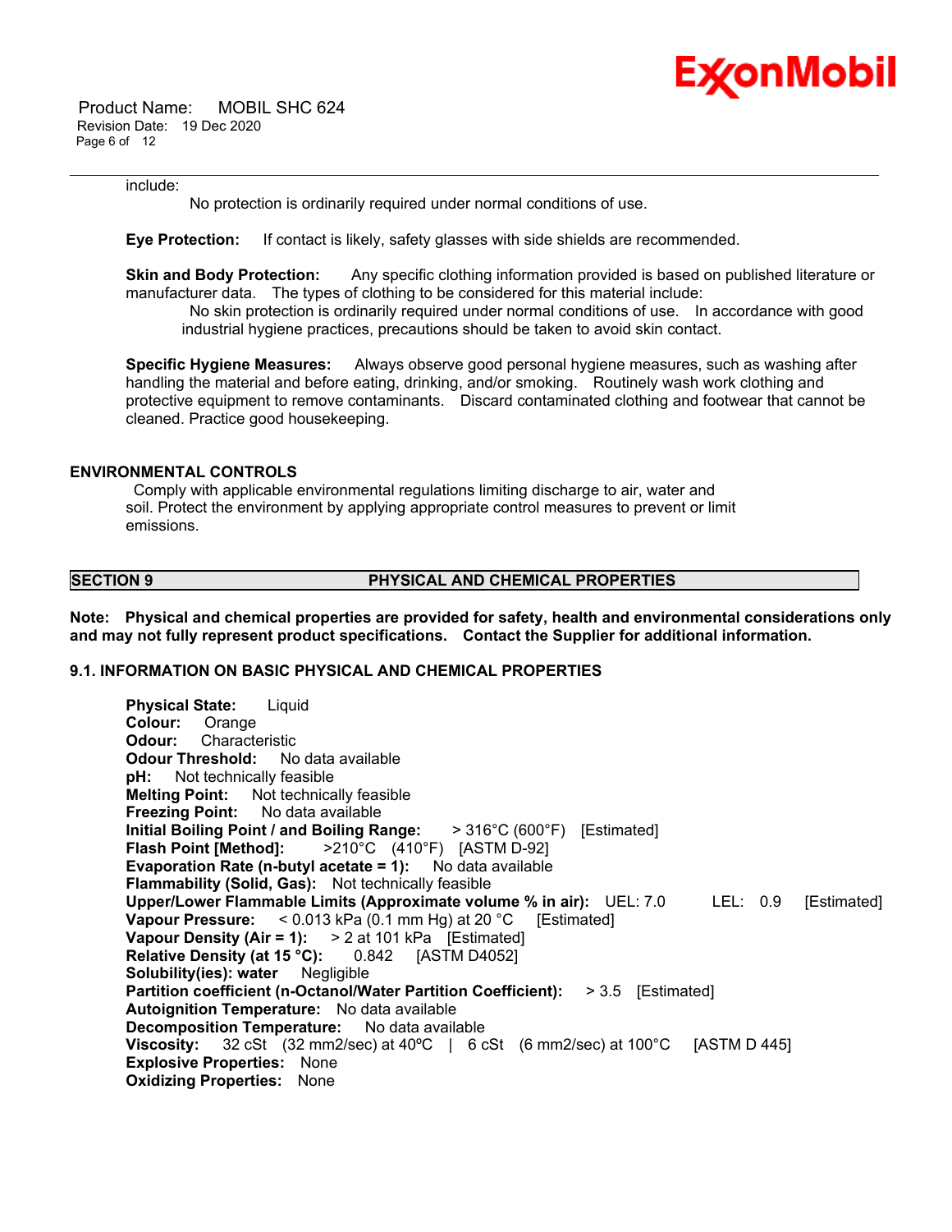include:

No protection is ordinarily required under normal conditions of use.

**Eye Protection:** If contact is likely, safety glasses with side shields are recommended.

**Skin and Body Protection:** Any specific clothing information provided is based on published literature or manufacturer data. The types of clothing to be considered for this material include:

No skin protection is ordinarily required under normal conditions of use. In accordance with good industrial hygiene practices, precautions should be taken to avoid skin contact.

**Specific Hygiene Measures:** Always observe good personal hygiene measures, such as washing after handling the material and before eating, drinking, and/or smoking. Routinely wash work clothing and protective equipment to remove contaminants. Discard contaminated clothing and footwear that cannot be cleaned. Practice good housekeeping.

## ENVIRONMENTAL CONTROLS

Comply with applicable environmental regulations limiting discharge to air, water and soil. Protect the environment by applying appropriate control measures to prevent or limit emissions.

## SECTION 9 PHYSICAL AND CHEMICAL PROPERTIES

**Note: Physical and chemical properties are provided for safety, health and environmental considerations only and may not fully represent product specifications. Contact the Supplier for additional information.**

### 9.1. INFORMATION ON BASIC PHYSICAL AND CHEMICAL PROPERTIES

**Physical State:** Liquid
**Colour:** Orange
**Odour:** Characteristic
**Odour Threshold:** No data available
**pH:** Not technically feasible
**Melting Point:** Not technically feasible
**Freezing Point:** No data available
**Initial Boiling Point / and Boiling Range:** > 316°C (600°F) [Estimated]
**Flash Point [Method]:** >210°C (410°F) [ASTM D-92]
**Evaporation Rate (n-butyl acetate = 1):** No data available
**Flammability (Solid, Gas):** Not technically feasible
**Upper/Lower Flammable Limits (Approximate volume % in air):** UEL: 7.0 LEL: 0.9 [Estimated]
**Vapour Pressure:** < 0.013 kPa (0.1 mm Hg) at 20 °C [Estimated]
**Vapour Density (Air = 1):** > 2 at 101 kPa [Estimated]
**Relative Density (at 15 °C):** 0.842 [ASTM D4052]
**Solubility(ies): water** Negligible
**Partition coefficient (n-Octanol/Water Partition Coefficient):** > 3.5 [Estimated]
**Autoignition Temperature:** No data available
**Decomposition Temperature:** No data available
**Viscosity:** 32 cSt (32 mm2/sec) at 40ºC | 6 cSt (6 mm2/sec) at 100°C [ASTM D 445]
**Explosive Properties:** None
**Oxidizing Properties:** None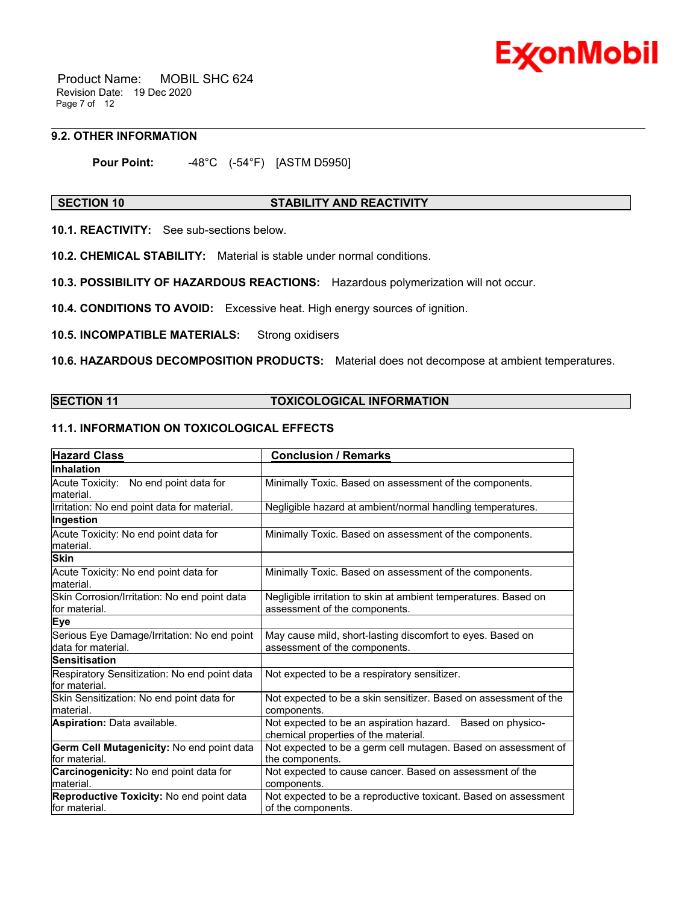### 9.2. OTHER INFORMATION

**Pour Point:** -48°C (-54°F) [ASTM D5950]

## SECTION 10 STABILITY AND REACTIVITY

**10.1. REACTIVITY:** See sub-sections below.

**10.2. CHEMICAL STABILITY:** Material is stable under normal conditions.

**10.3. POSSIBILITY OF HAZARDOUS REACTIONS:** Hazardous polymerization will not occur.

**10.4. CONDITIONS TO AVOID:** Excessive heat. High energy sources of ignition.

**10.5. INCOMPATIBLE MATERIALS:** Strong oxidisers

**10.6. HAZARDOUS DECOMPOSITION PRODUCTS:** Material does not decompose at ambient temperatures.

## SECTION 11 TOXICOLOGICAL INFORMATION

### 11.1. INFORMATION ON TOXICOLOGICAL EFFECTS

| Hazard Class | Conclusion / Remarks |
|---|---|
| **Inhalation** | |
| Acute Toxicity: No end point data for material. | Minimally Toxic. Based on assessment of the components. |
| Irritation: No end point data for material. | Negligible hazard at ambient/normal handling temperatures. |
| **Ingestion** | |
| Acute Toxicity: No end point data for material. | Minimally Toxic. Based on assessment of the components. |
| **Skin** | |
| Acute Toxicity: No end point data for material. | Minimally Toxic. Based on assessment of the components. |
| Skin Corrosion/Irritation: No end point data for material. | Negligible irritation to skin at ambient temperatures. Based on assessment of the components. |
| **Eye** | |
| Serious Eye Damage/Irritation: No end point data for material. | May cause mild, short-lasting discomfort to eyes. Based on assessment of the components. |
| **Sensitisation** | |
| Respiratory Sensitization: No end point data for material. | Not expected to be a respiratory sensitizer. |
| Skin Sensitization: No end point data for material. | Not expected to be a skin sensitizer. Based on assessment of the components. |
| **Aspiration:** Data available. | Not expected to be an aspiration hazard. Based on physico-chemical properties of the material. |
| **Germ Cell Mutagenicity:** No end point data for material. | Not expected to be a germ cell mutagen. Based on assessment of the components. |
| **Carcinogenicity:** No end point data for material. | Not expected to cause cancer. Based on assessment of the components. |
| **Reproductive Toxicity:** No end point data for material. | Not expected to be a reproductive toxicant. Based on assessment of the components. |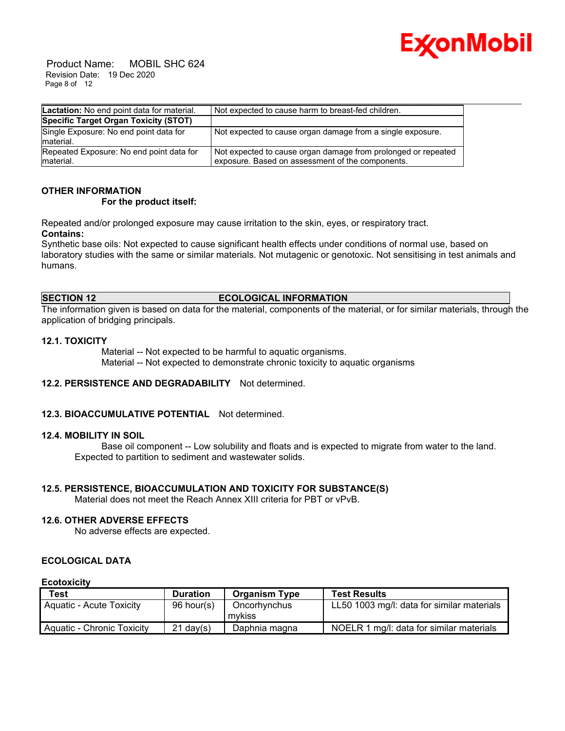| **Lactation:** No end point data for material. | Not expected to cause harm to breast-fed children. |
|---|---|
| **Specific Target Organ Toxicity (STOT)** | |
| Single Exposure: No end point data for material. | Not expected to cause organ damage from a single exposure. |
| Repeated Exposure: No end point data for material. | Not expected to cause organ damage from prolonged or repeated exposure. Based on assessment of the components. |

**OTHER INFORMATION**

**For the product itself:**

Repeated and/or prolonged exposure may cause irritation to the skin, eyes, or respiratory tract.

**Contains:**

Synthetic base oils: Not expected to cause significant health effects under conditions of normal use, based on laboratory studies with the same or similar materials. Not mutagenic or genotoxic. Not sensitising in test animals and humans.

## SECTION 12 ECOLOGICAL INFORMATION

The information given is based on data for the material, components of the material, or for similar materials, through the application of bridging principals.

### 12.1. TOXICITY

Material -- Not expected to be harmful to aquatic organisms.
Material -- Not expected to demonstrate chronic toxicity to aquatic organisms

### 12.2. PERSISTENCE AND DEGRADABILITY

Not determined.

### 12.3. BIOACCUMULATIVE POTENTIAL

Not determined.

### 12.4. MOBILITY IN SOIL

Base oil component -- Low solubility and floats and is expected to migrate from water to the land. Expected to partition to sediment and wastewater solids.

### 12.5. PERSISTENCE, BIOACCUMULATION AND TOXICITY FOR SUBSTANCE(S)

Material does not meet the Reach Annex XIII criteria for PBT or vPvB.

### 12.6. OTHER ADVERSE EFFECTS

No adverse effects are expected.

### ECOLOGICAL DATA

**Ecotoxicity**

| Test | Duration | Organism Type | Test Results |
|---|---|---|---|
| Aquatic - Acute Toxicity | 96 hour(s) | Oncorhynchus mykiss | LL50 1003 mg/l: data for similar materials |
| Aquatic - Chronic Toxicity | 21 day(s) | Daphnia magna | NOELR 1 mg/l: data for similar materials |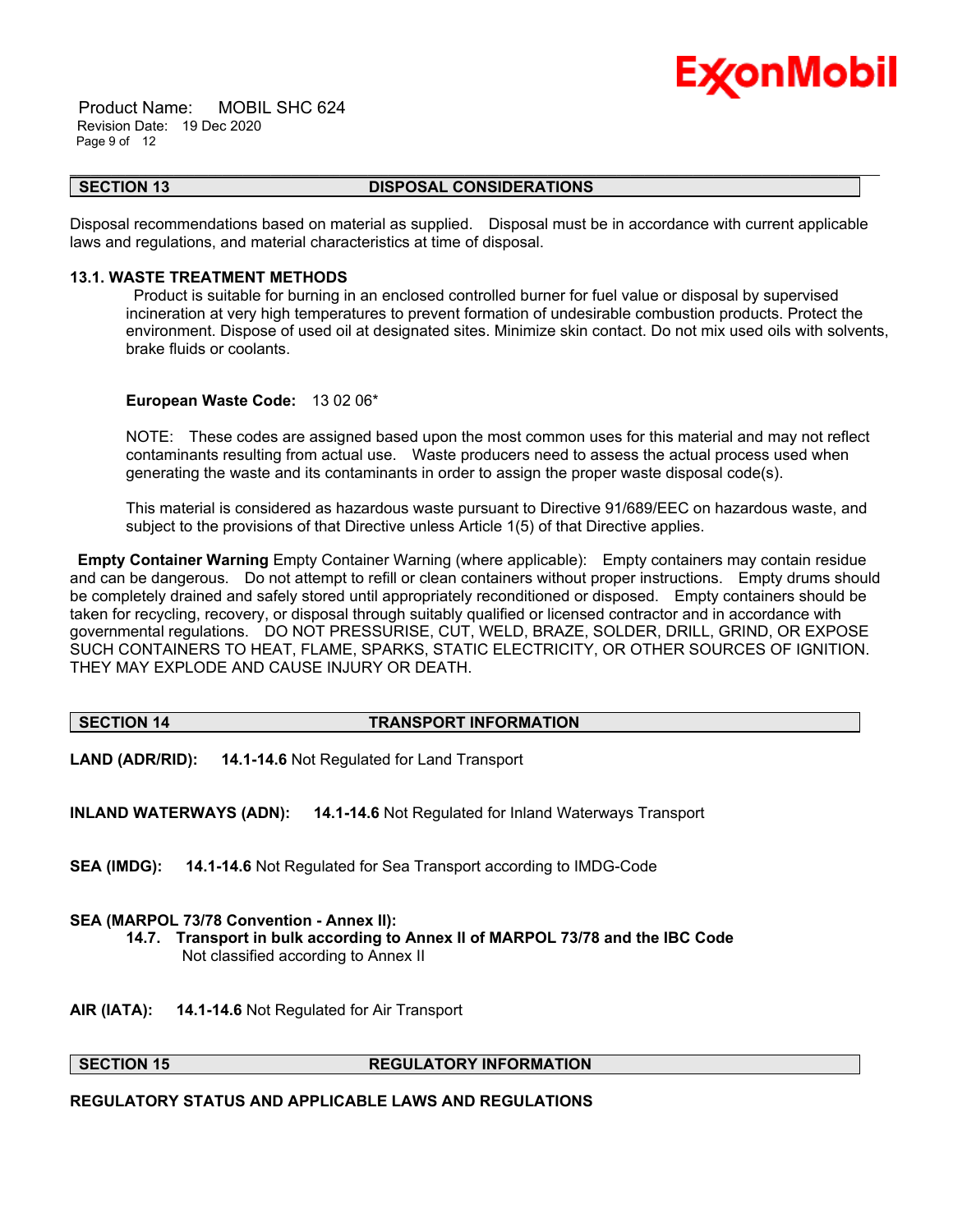## SECTION 13 DISPOSAL CONSIDERATIONS

Disposal recommendations based on material as supplied. Disposal must be in accordance with current applicable laws and regulations, and material characteristics at time of disposal.

### 13.1. WASTE TREATMENT METHODS

Product is suitable for burning in an enclosed controlled burner for fuel value or disposal by supervised incineration at very high temperatures to prevent formation of undesirable combustion products. Protect the environment. Dispose of used oil at designated sites. Minimize skin contact. Do not mix used oils with solvents, brake fluids or coolants.

**European Waste Code:** 13 02 06*

NOTE: These codes are assigned based upon the most common uses for this material and may not reflect contaminants resulting from actual use. Waste producers need to assess the actual process used when generating the waste and its contaminants in order to assign the proper waste disposal code(s).

This material is considered as hazardous waste pursuant to Directive 91/689/EEC on hazardous waste, and subject to the provisions of that Directive unless Article 1(5) of that Directive applies.

**Empty Container Warning** Empty Container Warning (where applicable): Empty containers may contain residue and can be dangerous. Do not attempt to refill or clean containers without proper instructions. Empty drums should be completely drained and safely stored until appropriately reconditioned or disposed. Empty containers should be taken for recycling, recovery, or disposal through suitably qualified or licensed contractor and in accordance with governmental regulations. DO NOT PRESSURISE, CUT, WELD, BRAZE, SOLDER, DRILL, GRIND, OR EXPOSE SUCH CONTAINERS TO HEAT, FLAME, SPARKS, STATIC ELECTRICITY, OR OTHER SOURCES OF IGNITION. THEY MAY EXPLODE AND CAUSE INJURY OR DEATH.

## SECTION 14 TRANSPORT INFORMATION

**LAND (ADR/RID):** **14.1-14.6** Not Regulated for Land Transport

**INLAND WATERWAYS (ADN):** **14.1-14.6** Not Regulated for Inland Waterways Transport

**SEA (IMDG):** **14.1-14.6** Not Regulated for Sea Transport according to IMDG-Code

**SEA (MARPOL 73/78 Convention - Annex II):**

**14.7. Transport in bulk according to Annex II of MARPOL 73/78 and the IBC Code**
Not classified according to Annex II

**AIR (IATA):** **14.1-14.6** Not Regulated for Air Transport

## SECTION 15 REGULATORY INFORMATION

**REGULATORY STATUS AND APPLICABLE LAWS AND REGULATIONS**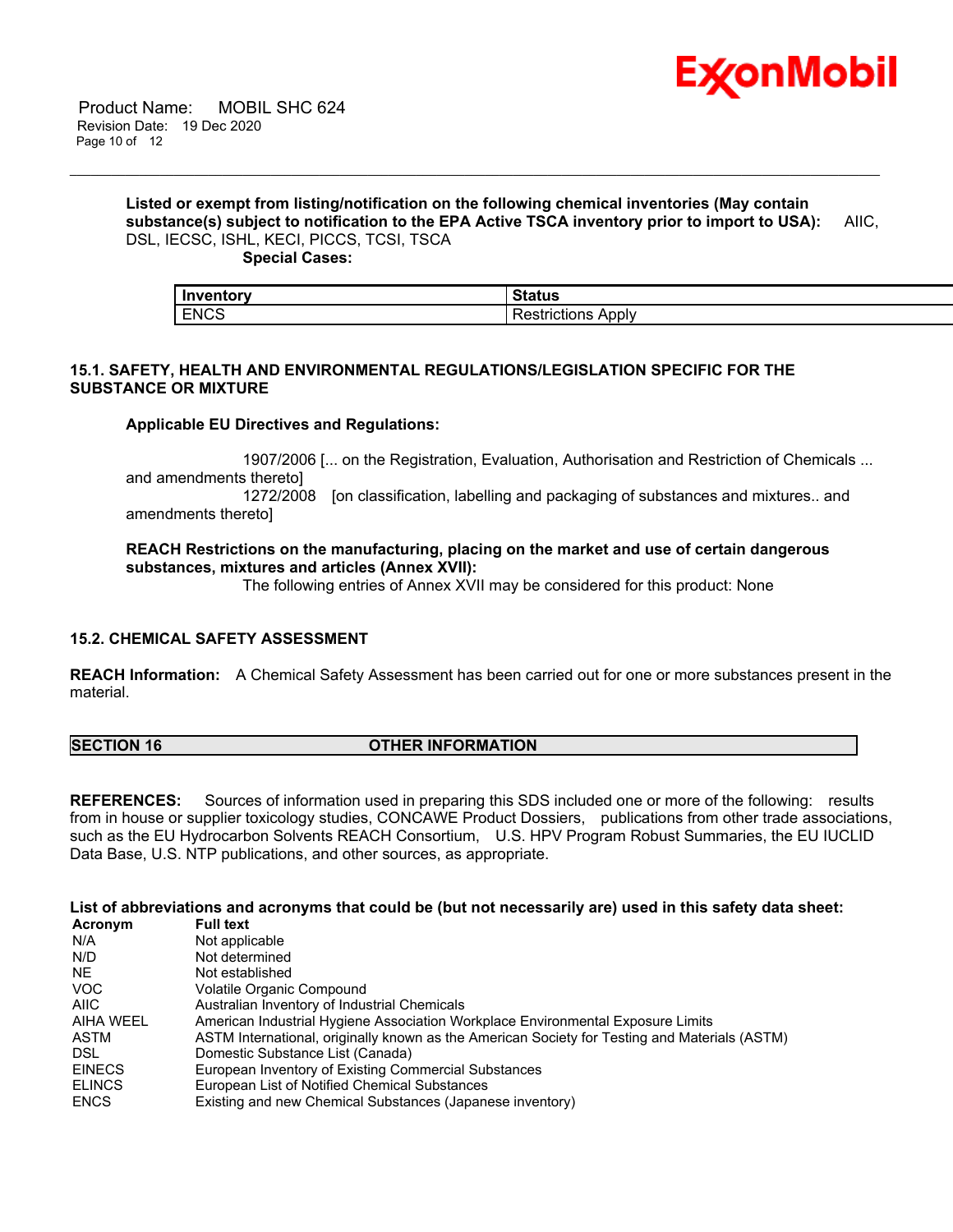**Listed or exempt from listing/notification on the following chemical inventories (May contain substance(s) subject to notification to the EPA Active TSCA inventory prior to import to USA):** AIIC, DSL, IECSC, ISHL, KECI, PICCS, TCSI, TSCA

**Special Cases:**

| Inventory | Status |
| --- | --- |
| ENCS | Restrictions Apply |

### 15.1. SAFETY, HEALTH AND ENVIRONMENTAL REGULATIONS/LEGISLATION SPECIFIC FOR THE SUBSTANCE OR MIXTURE

**Applicable EU Directives and Regulations:**

1907/2006 [... on the Registration, Evaluation, Authorisation and Restriction of Chemicals ... and amendments thereto]
1272/2008 [on classification, labelling and packaging of substances and mixtures.. and amendments thereto]

**REACH Restrictions on the manufacturing, placing on the market and use of certain dangerous substances, mixtures and articles (Annex XVII):**
The following entries of Annex XVII may be considered for this product: None

### 15.2. CHEMICAL SAFETY ASSESSMENT

**REACH Information:** A Chemical Safety Assessment has been carried out for one or more substances present in the material.

## SECTION 16 OTHER INFORMATION

**REFERENCES:** Sources of information used in preparing this SDS included one or more of the following: results from in house or supplier toxicology studies, CONCAWE Product Dossiers, publications from other trade associations, such as the EU Hydrocarbon Solvents REACH Consortium, U.S. HPV Program Robust Summaries, the EU IUCLID Data Base, U.S. NTP publications, and other sources, as appropriate.

**List of abbreviations and acronyms that could be (but not necessarily are) used in this safety data sheet:**

| Acronym | Full text |
| --- | --- |
| N/A | Not applicable |
| N/D | Not determined |
| NE | Not established |
| VOC | Volatile Organic Compound |
| AIIC | Australian Inventory of Industrial Chemicals |
| AIHA WEEL | American Industrial Hygiene Association Workplace Environmental Exposure Limits |
| ASTM | ASTM International, originally known as the American Society for Testing and Materials (ASTM) |
| DSL | Domestic Substance List (Canada) |
| EINECS | European Inventory of Existing Commercial Substances |
| ELINCS | European List of Notified Chemical Substances |
| ENCS | Existing and new Chemical Substances (Japanese inventory) |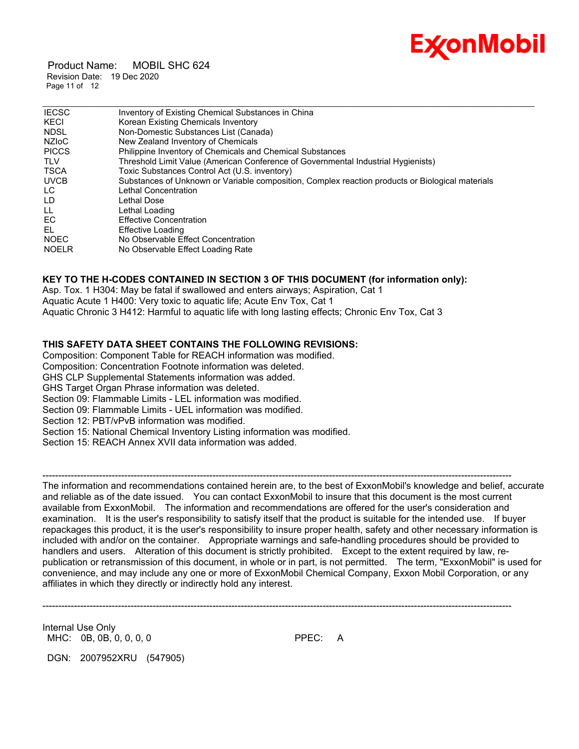| | |
|---|---|
| IECSC | Inventory of Existing Chemical Substances in China |
| KECI | Korean Existing Chemicals Inventory |
| NDSL | Non-Domestic Substances List (Canada) |
| NZIoC | New Zealand Inventory of Chemicals |
| PICCS | Philippine Inventory of Chemicals and Chemical Substances |
| TLV | Threshold Limit Value (American Conference of Governmental Industrial Hygienists) |
| TSCA | Toxic Substances Control Act (U.S. inventory) |
| UVCB | Substances of Unknown or Variable composition, Complex reaction products or Biological materials |
| LC | Lethal Concentration |
| LD | Lethal Dose |
| LL | Lethal Loading |
| EC | Effective Concentration |
| EL | Effective Loading |
| NOEC | No Observable Effect Concentration |
| NOELR | No Observable Effect Loading Rate |

**KEY TO THE H-CODES CONTAINED IN SECTION 3 OF THIS DOCUMENT (for information only):**

Asp. Tox. 1 H304: May be fatal if swallowed and enters airways; Aspiration, Cat 1
Aquatic Acute 1 H400: Very toxic to aquatic life; Acute Env Tox, Cat 1
Aquatic Chronic 3 H412: Harmful to aquatic life with long lasting effects; Chronic Env Tox, Cat 3

**THIS SAFETY DATA SHEET CONTAINS THE FOLLOWING REVISIONS:**

Composition: Component Table for REACH information was modified.
Composition: Concentration Footnote information was deleted.
GHS CLP Supplemental Statements information was added.
GHS Target Organ Phrase information was deleted.
Section 09: Flammable Limits - LEL information was modified.
Section 09: Flammable Limits - UEL information was modified.
Section 12: PBT/vPvB information was modified.
Section 15: National Chemical Inventory Listing information was modified.
Section 15: REACH Annex XVII data information was added.

-----------------------------------------------------------------------------------------------------------------------------------------------

The information and recommendations contained herein are, to the best of ExxonMobil's knowledge and belief, accurate and reliable as of the date issued. You can contact ExxonMobil to insure that this document is the most current available from ExxonMobil. The information and recommendations are offered for the user's consideration and examination. It is the user's responsibility to satisfy itself that the product is suitable for the intended use. If buyer repackages this product, it is the user's responsibility to insure proper health, safety and other necessary information is included with and/or on the container. Appropriate warnings and safe-handling procedures should be provided to handlers and users. Alteration of this document is strictly prohibited. Except to the extent required by law, re-publication or retransmission of this document, in whole or in part, is not permitted. The term, "ExxonMobil" is used for convenience, and may include any one or more of ExxonMobil Chemical Company, Exxon Mobil Corporation, or any affiliates in which they directly or indirectly hold any interest.

-----------------------------------------------------------------------------------------------------------------------------------------------

Internal Use Only
MHC: 0B, 0B, 0, 0, 0, 0 PPEC: A

DGN: 2007952XRU (547905)